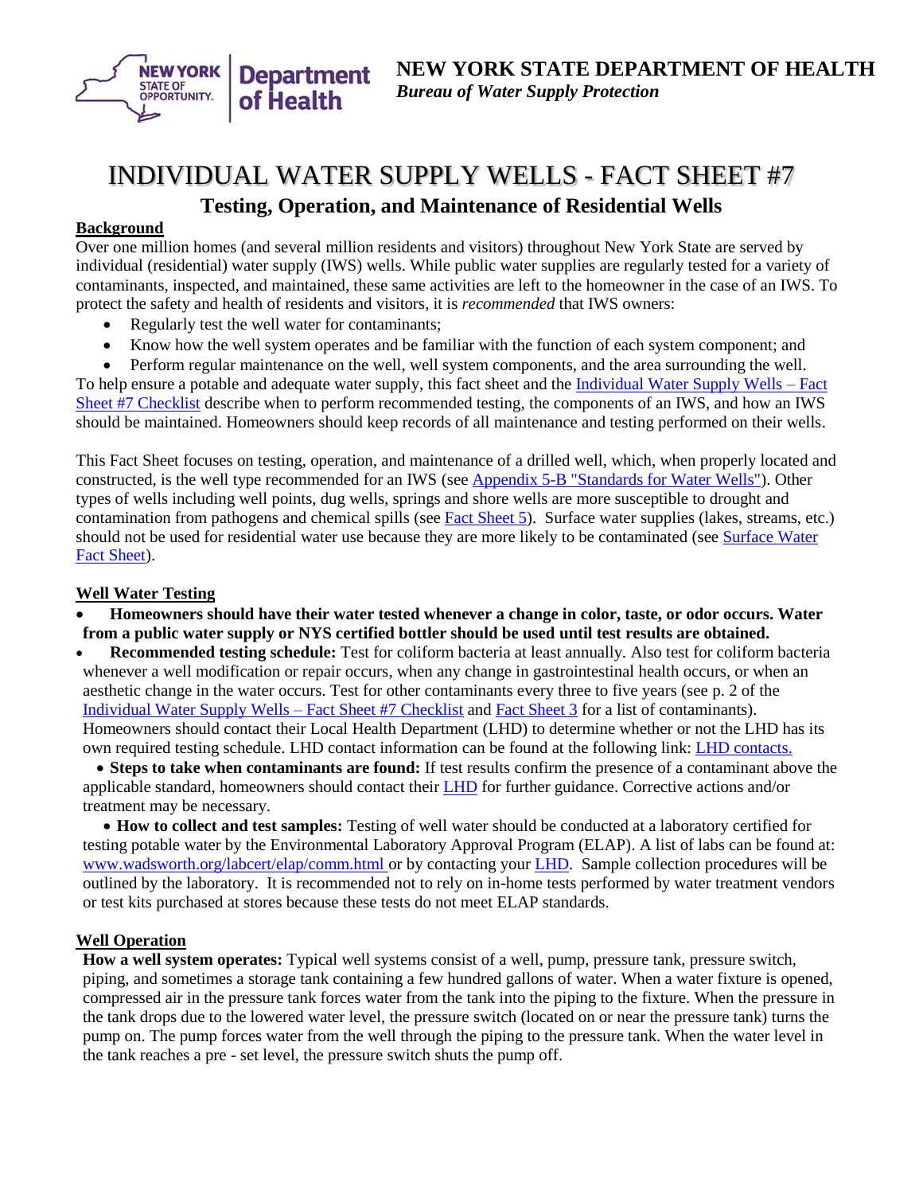**NEW YORK STATE DEPARTMENT OF HEALTH**
***Bureau of Water Supply Protection***

# INDIVIDUAL WATER SUPPLY WELLS - FACT SHEET #7

## Testing, Operation, and Maintenance of Residential Wells

### Background

Over one million homes (and several million residents and visitors) throughout New York State are served by individual (residential) water supply (IWS) wells. While public water supplies are regularly tested for a variety of contaminants, inspected, and maintained, these same activities are left to the homeowner in the case of an IWS. To protect the safety and health of residents and visitors, it is *recommended* that IWS owners:

- Regularly test the well water for contaminants;
- Know how the well system operates and be familiar with the function of each system component; and
- Perform regular maintenance on the well, well system components, and the area surrounding the well.

To help ensure a potable and adequate water supply, this fact sheet and the Individual Water Supply Wells – Fact Sheet #7 Checklist describe when to perform recommended testing, the components of an IWS, and how an IWS should be maintained. Homeowners should keep records of all maintenance and testing performed on their wells.

This Fact Sheet focuses on testing, operation, and maintenance of a drilled well, which, when properly located and constructed, is the well type recommended for an IWS (see Appendix 5-B "Standards for Water Wells"). Other types of wells including well points, dug wells, springs and shore wells are more susceptible to drought and contamination from pathogens and chemical spills (see Fact Sheet 5). Surface water supplies (lakes, streams, etc.) should not be used for residential water use because they are more likely to be contaminated (see Surface Water Fact Sheet).

### Well Water Testing

- **Homeowners should have their water tested whenever a change in color, taste, or odor occurs. Water from a public water supply or NYS certified bottler should be used until test results are obtained.**
- **Recommended testing schedule:** Test for coliform bacteria at least annually. Also test for coliform bacteria whenever a well modification or repair occurs, when any change in gastrointestinal health occurs, or when an aesthetic change in the water occurs. Test for other contaminants every three to five years (see p. 2 of the Individual Water Supply Wells – Fact Sheet #7 Checklist and Fact Sheet 3 for a list of contaminants). Homeowners should contact their Local Health Department (LHD) to determine whether or not the LHD has its own required testing schedule. LHD contact information can be found at the following link: LHD contacts.
- **Steps to take when contaminants are found:** If test results confirm the presence of a contaminant above the applicable standard, homeowners should contact their LHD for further guidance. Corrective actions and/or treatment may be necessary.
- **How to collect and test samples:** Testing of well water should be conducted at a laboratory certified for testing potable water by the Environmental Laboratory Approval Program (ELAP). A list of labs can be found at: www.wadsworth.org/labcert/elap/comm.html or by contacting your LHD. Sample collection procedures will be outlined by the laboratory. It is recommended not to rely on in-home tests performed by water treatment vendors or test kits purchased at stores because these tests do not meet ELAP standards.

### Well Operation

**How a well system operates:** Typical well systems consist of a well, pump, pressure tank, pressure switch, piping, and sometimes a storage tank containing a few hundred gallons of water. When a water fixture is opened, compressed air in the pressure tank forces water from the tank into the piping to the fixture. When the pressure in the tank drops due to the lowered water level, the pressure switch (located on or near the pressure tank) turns the pump on. The pump forces water from the well through the piping to the pressure tank. When the water level in the tank reaches a pre - set level, the pressure switch shuts the pump off.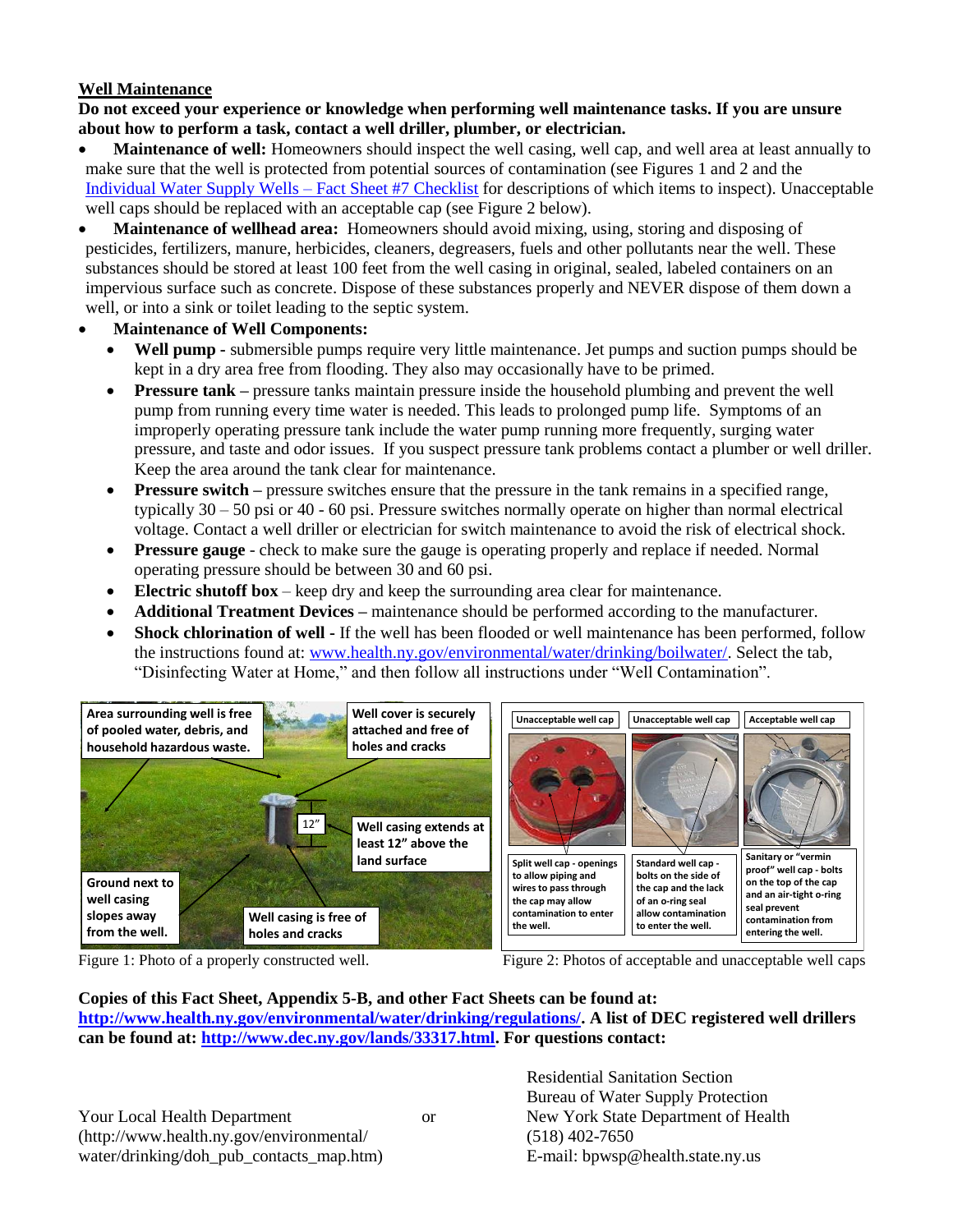## Well Maintenance

**Do not exceed your experience or knowledge when performing well maintenance tasks. If you are unsure about how to perform a task, contact a well driller, plumber, or electrician.**

- **Maintenance of well:** Homeowners should inspect the well casing, well cap, and well area at least annually to make sure that the well is protected from potential sources of contamination (see Figures 1 and 2 and the Individual Water Supply Wells – Fact Sheet #7 Checklist for descriptions of which items to inspect). Unacceptable well caps should be replaced with an acceptable cap (see Figure 2 below).
- **Maintenance of wellhead area:** Homeowners should avoid mixing, using, storing and disposing of pesticides, fertilizers, manure, herbicides, cleaners, degreasers, fuels and other pollutants near the well. These substances should be stored at least 100 feet from the well casing in original, sealed, labeled containers on an impervious surface such as concrete. Dispose of these substances properly and NEVER dispose of them down a well, or into a sink or toilet leading to the septic system.
- **Maintenance of Well Components:**
  - **Well pump -** submersible pumps require very little maintenance. Jet pumps and suction pumps should be kept in a dry area free from flooding. They also may occasionally have to be primed.
  - **Pressure tank –** pressure tanks maintain pressure inside the household plumbing and prevent the well pump from running every time water is needed. This leads to prolonged pump life. Symptoms of an improperly operating pressure tank include the water pump running more frequently, surging water pressure, and taste and odor issues. If you suspect pressure tank problems contact a plumber or well driller. Keep the area around the tank clear for maintenance.
  - **Pressure switch –** pressure switches ensure that the pressure in the tank remains in a specified range, typically 30 – 50 psi or 40 - 60 psi. Pressure switches normally operate on higher than normal electrical voltage. Contact a well driller or electrician for switch maintenance to avoid the risk of electrical shock.
  - **Pressure gauge** - check to make sure the gauge is operating properly and replace if needed. Normal operating pressure should be between 30 and 60 psi.
  - **Electric shutoff box** – keep dry and keep the surrounding area clear for maintenance.
  - **Additional Treatment Devices –** maintenance should be performed according to the manufacturer.
  - **Shock chlorination of well -** If the well has been flooded or well maintenance has been performed, follow the instructions found at: www.health.ny.gov/environmental/water/drinking/boilwater/. Select the tab, "Disinfecting Water at Home," and then follow all instructions under "Well Contamination".

Area surrounding well is free of pooled water, debris, and household hazardous waste.

Well cover is securely attached and free of holes and cracks

12″

Well casing extends at least 12″ above the land surface

Ground next to well casing slopes away from the well.

Well casing is free of holes and cracks

Figure 1: Photo of a properly constructed well.

| Unacceptable well cap | Unacceptable well cap | Acceptable well cap |
|---|---|---|
| Split well cap - openings to allow piping and wires to pass through the cap may allow contamination to enter the well. | Standard well cap - bolts on the side of the cap and the lack of an o-ring seal allow contamination to enter the well. | Sanitary or "vermin proof" well cap - bolts on the top of the cap and an air-tight o-ring seal prevent contamination from entering the well. |

Figure 2: Photos of acceptable and unacceptable well caps

**Copies of this Fact Sheet, Appendix 5-B, and other Fact Sheets can be found at: http://www.health.ny.gov/environmental/water/drinking/regulations/. A list of DEC registered well drillers can be found at: http://www.dec.ny.gov/lands/33317.html. For questions contact:**

Your Local Health Department
(http://www.health.ny.gov/environmental/water/drinking/doh_pub_contacts_map.htm)

or

Residential Sanitation Section
Bureau of Water Supply Protection
New York State Department of Health
(518) 402-7650
E-mail: bpwsp@health.state.ny.us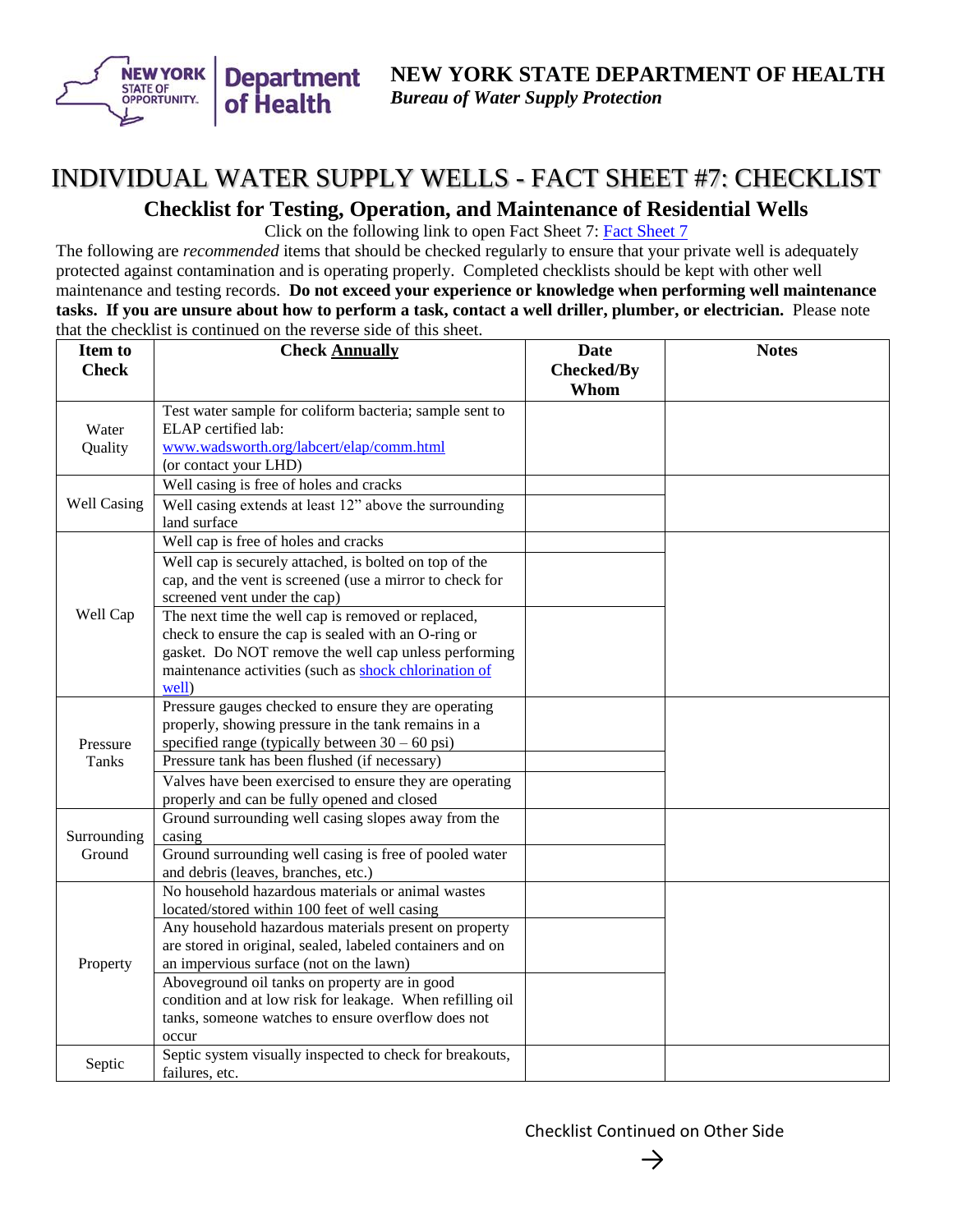**NEW YORK STATE DEPARTMENT OF HEALTH**
*Bureau of Water Supply Protection*

# INDIVIDUAL WATER SUPPLY WELLS - FACT SHEET #7: CHECKLIST

## Checklist for Testing, Operation, and Maintenance of Residential Wells

Click on the following link to open Fact Sheet 7: [Fact Sheet 7]

The following are *recommended* items that should be checked regularly to ensure that your private well is adequately protected against contamination and is operating properly. Completed checklists should be kept with other well maintenance and testing records. **Do not exceed your experience or knowledge when performing well maintenance tasks. If you are unsure about how to perform a task, contact a well driller, plumber, or electrician.** Please note that the checklist is continued on the reverse side of this sheet.

| Item to Check | Check Annually | Date Checked/By Whom | Notes |
|---|---|---|---|
| Water Quality | Test water sample for coliform bacteria; sample sent to ELAP certified lab: www.wadsworth.org/labcert/elap/comm.html (or contact your LHD) | | |
| Well Casing | Well casing is free of holes and cracks | | |
| | Well casing extends at least 12" above the surrounding land surface | | |
| Well Cap | Well cap is free of holes and cracks | | |
| | Well cap is securely attached, is bolted on top of the cap, and the vent is screened (use a mirror to check for screened vent under the cap) | | |
| | The next time the well cap is removed or replaced, check to ensure the cap is sealed with an O-ring or gasket. Do NOT remove the well cap unless performing maintenance activities (such as shock chlorination of well) | | |
| Pressure Tanks | Pressure gauges checked to ensure they are operating properly, showing pressure in the tank remains in a specified range (typically between 30 – 60 psi) | | |
| | Pressure tank has been flushed (if necessary) | | |
| | Valves have been exercised to ensure they are operating properly and can be fully opened and closed | | |
| Surrounding Ground | Ground surrounding well casing slopes away from the casing | | |
| | Ground surrounding well casing is free of pooled water and debris (leaves, branches, etc.) | | |
| Property | No household hazardous materials or animal wastes located/stored within 100 feet of well casing | | |
| | Any household hazardous materials present on property are stored in original, sealed, labeled containers and on an impervious surface (not on the lawn) | | |
| | Aboveground oil tanks on property are in good condition and at low risk for leakage. When refilling oil tanks, someone watches to ensure overflow does not occur | | |
| Septic | Septic system visually inspected to check for breakouts, failures, etc. | | |

Checklist Continued on Other Side →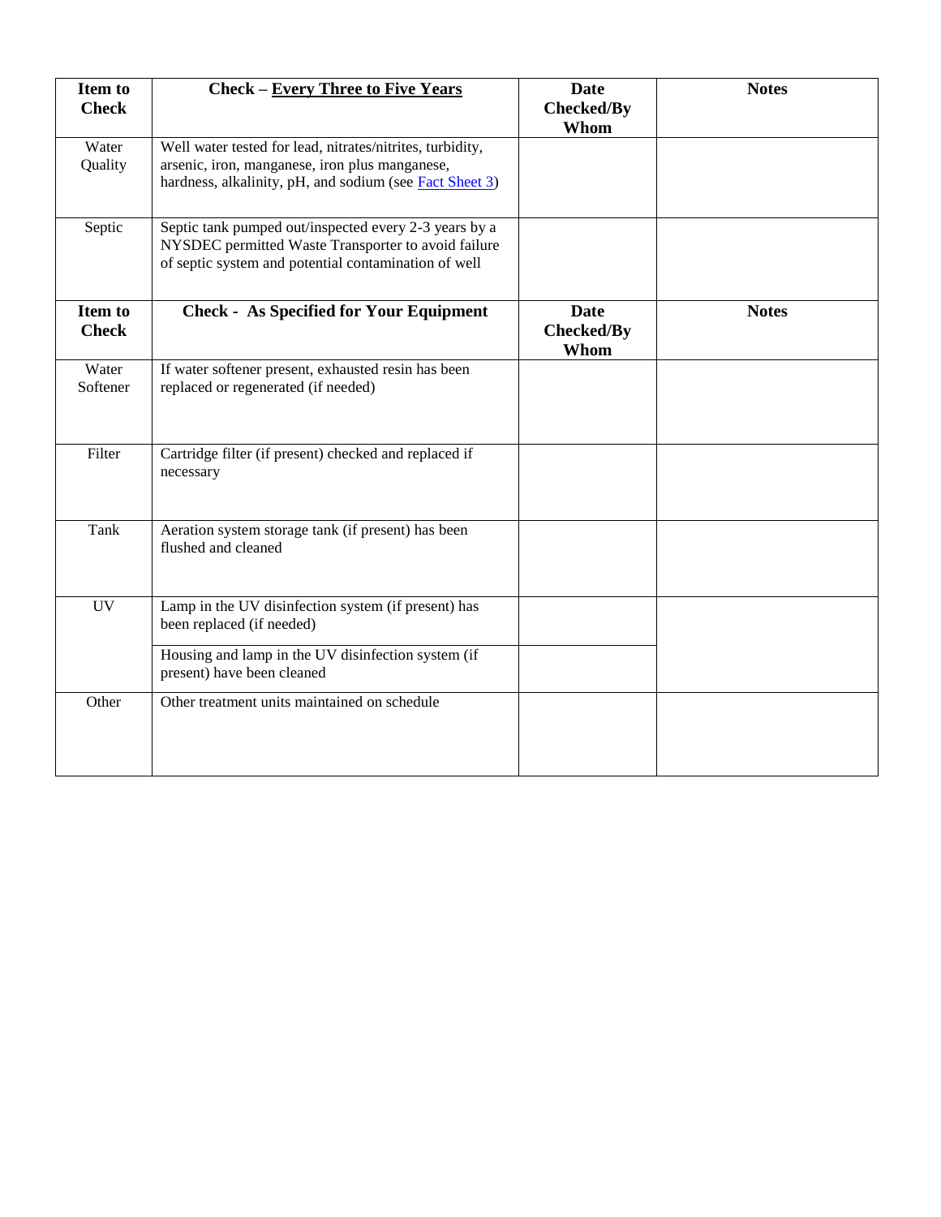| Item to Check | Check – Every Three to Five Years | Date Checked/By Whom | Notes |
|---|---|---|---|
| Water Quality | Well water tested for lead, nitrates/nitrites, turbidity, arsenic, iron, manganese, iron plus manganese, hardness, alkalinity, pH, and sodium (see Fact Sheet 3) | | |
| Septic | Septic tank pumped out/inspected every 2-3 years by a NYSDEC permitted Waste Transporter to avoid failure of septic system and potential contamination of well | | |
| **Item to Check** | **Check - As Specified for Your Equipment** | **Date Checked/By Whom** | **Notes** |
| Water Softener | If water softener present, exhausted resin has been replaced or regenerated (if needed) | | |
| Filter | Cartridge filter (if present) checked and replaced if necessary | | |
| Tank | Aeration system storage tank (if present) has been flushed and cleaned | | |
| UV | Lamp in the UV disinfection system (if present) has been replaced (if needed) | | |
| | Housing and lamp in the UV disinfection system (if present) have been cleaned | | |
| Other | Other treatment units maintained on schedule | | |